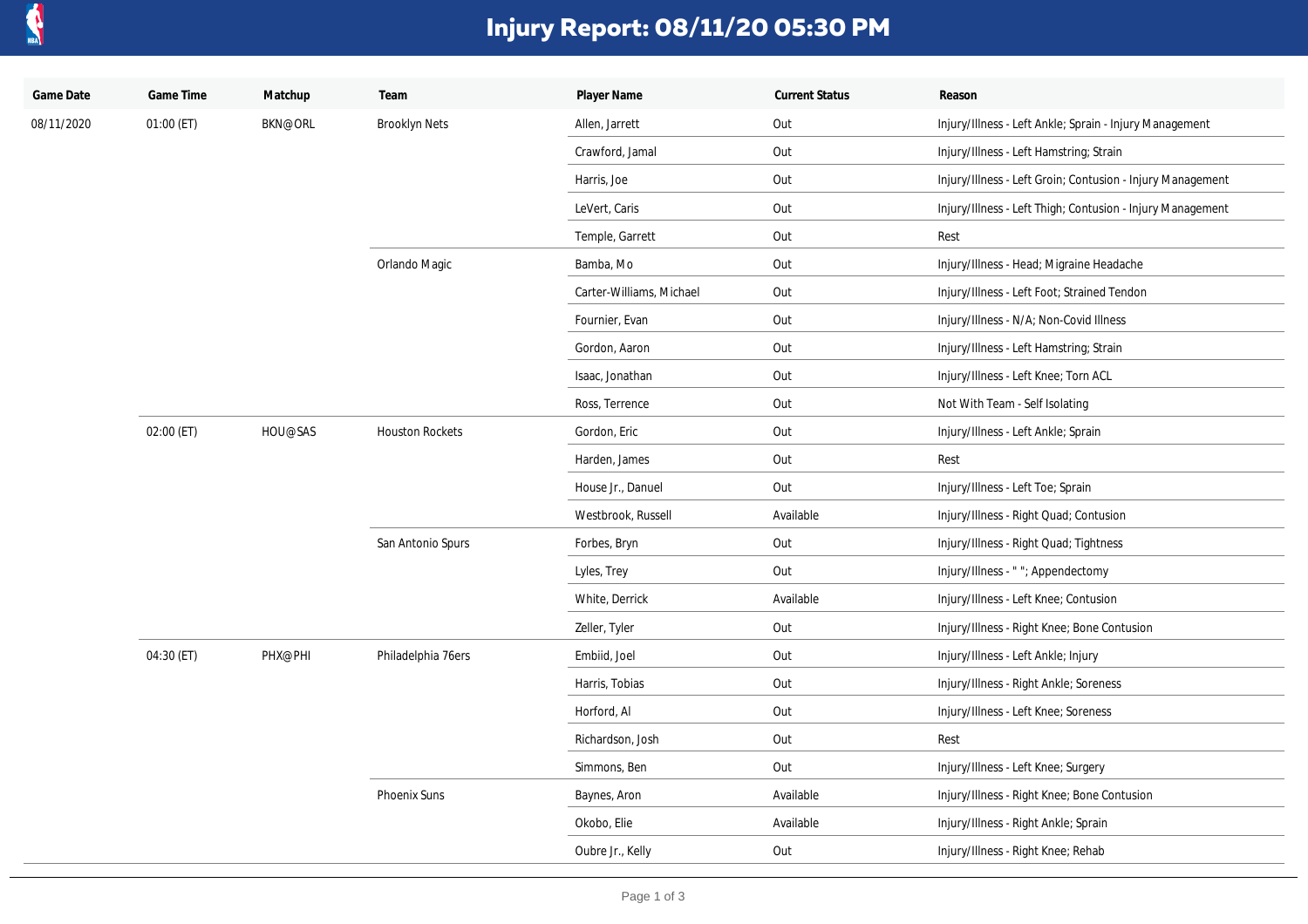# Injury Report: 08/11/20 05:30 PM

| Game Date | Game Time | Matchup | Team | Player Name | Current Status | Reason |
|---|---|---|---|---|---|---|
| 08/11/2020 | 01:00 (ET) | BKN@ORL | Brooklyn Nets | Allen, Jarrett | Out | Injury/Illness - Left Ankle; Sprain - Injury Management |
| | | | | Crawford, Jamal | Out | Injury/Illness - Left Hamstring; Strain |
| | | | | Harris, Joe | Out | Injury/Illness - Left Groin; Contusion - Injury Management |
| | | | | LeVert, Caris | Out | Injury/Illness - Left Thigh; Contusion - Injury Management |
| | | | | Temple, Garrett | Out | Rest |
| | | | Orlando Magic | Bamba, Mo | Out | Injury/Illness - Head; Migraine Headache |
| | | | | Carter-Williams, Michael | Out | Injury/Illness - Left Foot; Strained Tendon |
| | | | | Fournier, Evan | Out | Injury/Illness - N/A; Non-Covid Illness |
| | | | | Gordon, Aaron | Out | Injury/Illness - Left Hamstring; Strain |
| | | | | Isaac, Jonathan | Out | Injury/Illness - Left Knee; Torn ACL |
| | | | | Ross, Terrence | Out | Not With Team - Self Isolating |
| | 02:00 (ET) | HOU@SAS | Houston Rockets | Gordon, Eric | Out | Injury/Illness - Left Ankle; Sprain |
| | | | | Harden, James | Out | Rest |
| | | | | House Jr., Danuel | Out | Injury/Illness - Left Toe; Sprain |
| | | | | Westbrook, Russell | Available | Injury/Illness - Right Quad; Contusion |
| | | | San Antonio Spurs | Forbes, Bryn | Out | Injury/Illness - Right Quad; Tightness |
| | | | | Lyles, Trey | Out | Injury/Illness - " "; Appendectomy |
| | | | | White, Derrick | Available | Injury/Illness - Left Knee; Contusion |
| | | | | Zeller, Tyler | Out | Injury/Illness - Right Knee; Bone Contusion |
| | 04:30 (ET) | PHX@PHI | Philadelphia 76ers | Embiid, Joel | Out | Injury/Illness - Left Ankle; Injury |
| | | | | Harris, Tobias | Out | Injury/Illness - Right Ankle; Soreness |
| | | | | Horford, Al | Out | Injury/Illness - Left Knee; Soreness |
| | | | | Richardson, Josh | Out | Rest |
| | | | | Simmons, Ben | Out | Injury/Illness - Left Knee; Surgery |
| | | | Phoenix Suns | Baynes, Aron | Available | Injury/Illness - Right Knee; Bone Contusion |
| | | | | Okobo, Elie | Available | Injury/Illness - Right Ankle; Sprain |
| | | | | Oubre Jr., Kelly | Out | Injury/Illness - Right Knee; Rehab |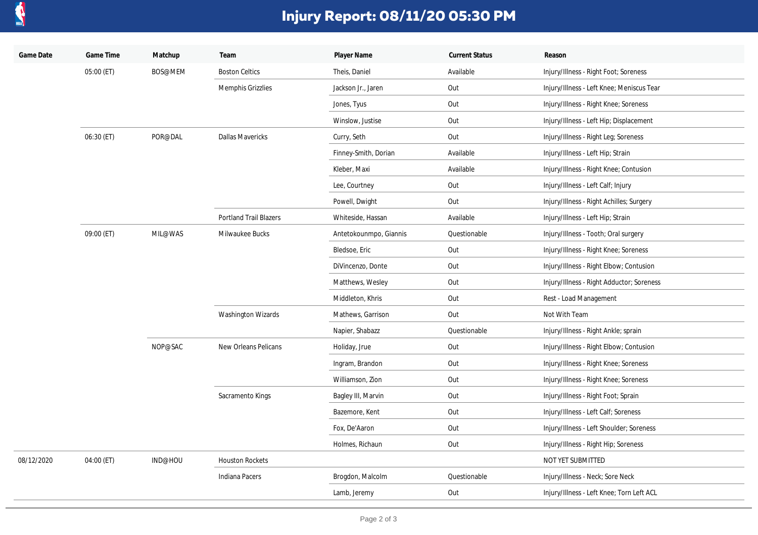# Injury Report: 08/11/20 05:30 PM

| Game Date | Game Time | Matchup | Team | Player Name | Current Status | Reason |
|---|---|---|---|---|---|---|
| | 05:00 (ET) | BOS@MEM | Boston Celtics | Theis, Daniel | Available | Injury/Illness - Right Foot; Soreness |
| | | | Memphis Grizzlies | Jackson Jr., Jaren | Out | Injury/Illness - Left Knee; Meniscus Tear |
| | | | | Jones, Tyus | Out | Injury/Illness - Right Knee; Soreness |
| | | | | Winslow, Justise | Out | Injury/Illness - Left Hip; Displacement |
| | 06:30 (ET) | POR@DAL | Dallas Mavericks | Curry, Seth | Out | Injury/Illness - Right Leg; Soreness |
| | | | | Finney-Smith, Dorian | Available | Injury/Illness - Left Hip; Strain |
| | | | | Kleber, Maxi | Available | Injury/Illness - Right Knee; Contusion |
| | | | | Lee, Courtney | Out | Injury/Illness - Left Calf; Injury |
| | | | | Powell, Dwight | Out | Injury/Illness - Right Achilles; Surgery |
| | | | Portland Trail Blazers | Whiteside, Hassan | Available | Injury/Illness - Left Hip; Strain |
| | 09:00 (ET) | MIL@WAS | Milwaukee Bucks | Antetokounmpo, Giannis | Questionable | Injury/Illness - Tooth; Oral surgery |
| | | | | Bledsoe, Eric | Out | Injury/Illness - Right Knee; Soreness |
| | | | | DiVincenzo, Donte | Out | Injury/Illness - Right Elbow; Contusion |
| | | | | Matthews, Wesley | Out | Injury/Illness - Right Adductor; Soreness |
| | | | | Middleton, Khris | Out | Rest - Load Management |
| | | | Washington Wizards | Mathews, Garrison | Out | Not With Team |
| | | | | Napier, Shabazz | Questionable | Injury/Illness - Right Ankle; sprain |
| | | NOP@SAC | New Orleans Pelicans | Holiday, Jrue | Out | Injury/Illness - Right Elbow; Contusion |
| | | | | Ingram, Brandon | Out | Injury/Illness - Right Knee; Soreness |
| | | | | Williamson, Zion | Out | Injury/Illness - Right Knee; Soreness |
| | | | Sacramento Kings | Bagley III, Marvin | Out | Injury/Illness - Right Foot; Sprain |
| | | | | Bazemore, Kent | Out | Injury/Illness - Left Calf; Soreness |
| | | | | Fox, De'Aaron | Out | Injury/Illness - Left Shoulder; Soreness |
| | | | | Holmes, Richaun | Out | Injury/Illness - Right Hip; Soreness |
| 08/12/2020 | 04:00 (ET) | IND@HOU | Houston Rockets | | | NOT YET SUBMITTED |
| | | | Indiana Pacers | Brogdon, Malcolm | Questionable | Injury/Illness - Neck; Sore Neck |
| | | | | Lamb, Jeremy | Out | Injury/Illness - Left Knee; Torn Left ACL |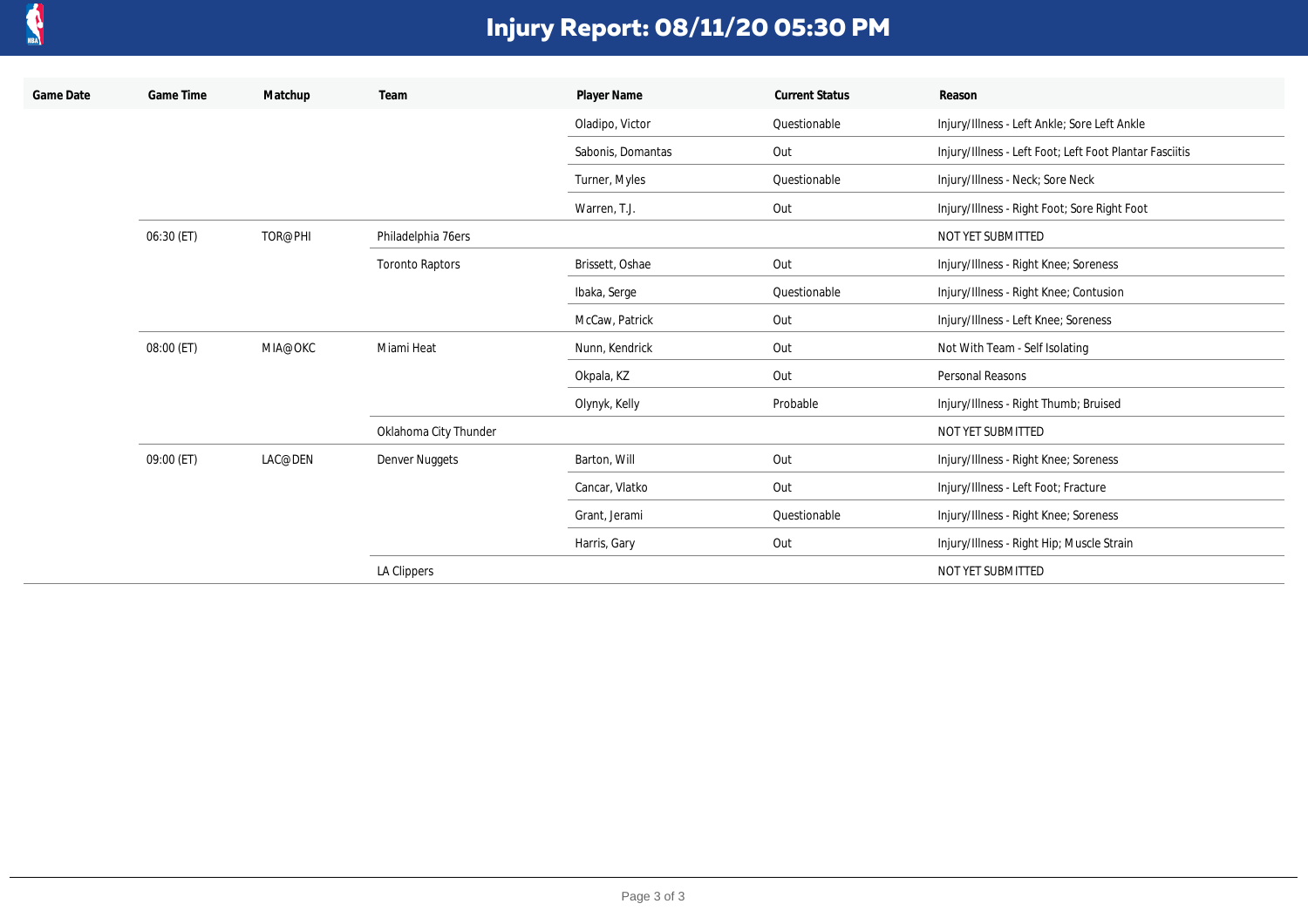# Injury Report: 08/11/20 05:30 PM

| Game Date | Game Time | Matchup | Team | Player Name | Current Status | Reason |
|---|---|---|---|---|---|---|
| | | | | Oladipo, Victor | Questionable | Injury/Illness - Left Ankle; Sore Left Ankle |
| | | | | Sabonis, Domantas | Out | Injury/Illness - Left Foot; Left Foot Plantar Fasciitis |
| | | | | Turner, Myles | Questionable | Injury/Illness - Neck; Sore Neck |
| | | | | Warren, T.J. | Out | Injury/Illness - Right Foot; Sore Right Foot |
| | 06:30 (ET) | TOR@PHI | Philadelphia 76ers | | | NOT YET SUBMITTED |
| | | | Toronto Raptors | Brissett, Oshae | Out | Injury/Illness - Right Knee; Soreness |
| | | | | Ibaka, Serge | Questionable | Injury/Illness - Right Knee; Contusion |
| | | | | McCaw, Patrick | Out | Injury/Illness - Left Knee; Soreness |
| | 08:00 (ET) | MIA@OKC | Miami Heat | Nunn, Kendrick | Out | Not With Team - Self Isolating |
| | | | | Okpala, KZ | Out | Personal Reasons |
| | | | | Olynyk, Kelly | Probable | Injury/Illness - Right Thumb; Bruised |
| | | | Oklahoma City Thunder | | | NOT YET SUBMITTED |
| | 09:00 (ET) | LAC@DEN | Denver Nuggets | Barton, Will | Out | Injury/Illness - Right Knee; Soreness |
| | | | | Cancar, Vlatko | Out | Injury/Illness - Left Foot; Fracture |
| | | | | Grant, Jerami | Questionable | Injury/Illness - Right Knee; Soreness |
| | | | | Harris, Gary | Out | Injury/Illness - Right Hip; Muscle Strain |
| | | | LA Clippers | | | NOT YET SUBMITTED |